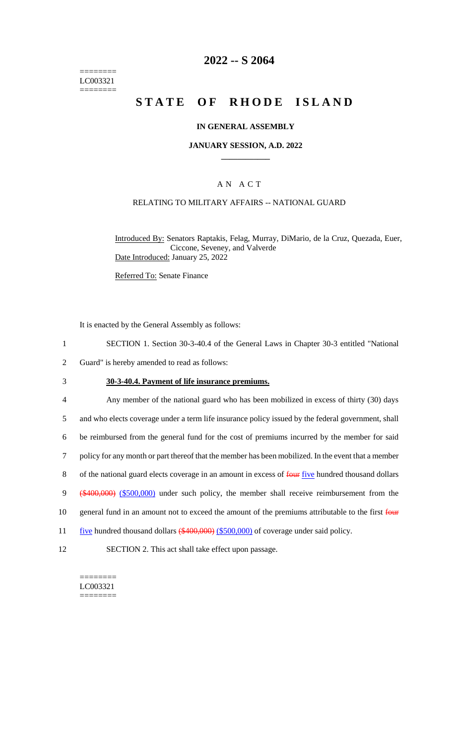========
LC003321
========

# 2022 -- S 2064

# STATE OF RHODE ISLAND

## IN GENERAL ASSEMBLY

### JANUARY SESSION, A.D. 2022

## A N A C T

### RELATING TO MILITARY AFFAIRS -- NATIONAL GUARD

Introduced By: Senators Raptakis, Felag, Murray, DiMario, de la Cruz, Quezada, Euer, Ciccone, Seveney, and Valverde

Date Introduced: January 25, 2022

Referred To: Senate Finance

It is enacted by the General Assembly as follows:

1 SECTION 1. Section 30-3-40.4 of the General Laws in Chapter 30-3 entitled "National
2 Guard" is hereby amended to read as follows:

3 **30-3-40.4. Payment of life insurance premiums.**

4 Any member of the national guard who has been mobilized in excess of thirty (30) days
5 and who elects coverage under a term life insurance policy issued by the federal government, shall
6 be reimbursed from the general fund for the cost of premiums incurred by the member for said
7 policy for any month or part thereof that the member has been mobilized. In the event that a member
8 of the national guard elects coverage in an amount in excess of ~~four~~ five hundred thousand dollars
9 ~~($400,000)~~ ($500,000) under such policy, the member shall receive reimbursement from the
10 general fund in an amount not to exceed the amount of the premiums attributable to the first ~~four~~
11 five hundred thousand dollars ~~($400,000)~~ ($500,000) of coverage under said policy.

12 SECTION 2. This act shall take effect upon passage.

========
LC003321
========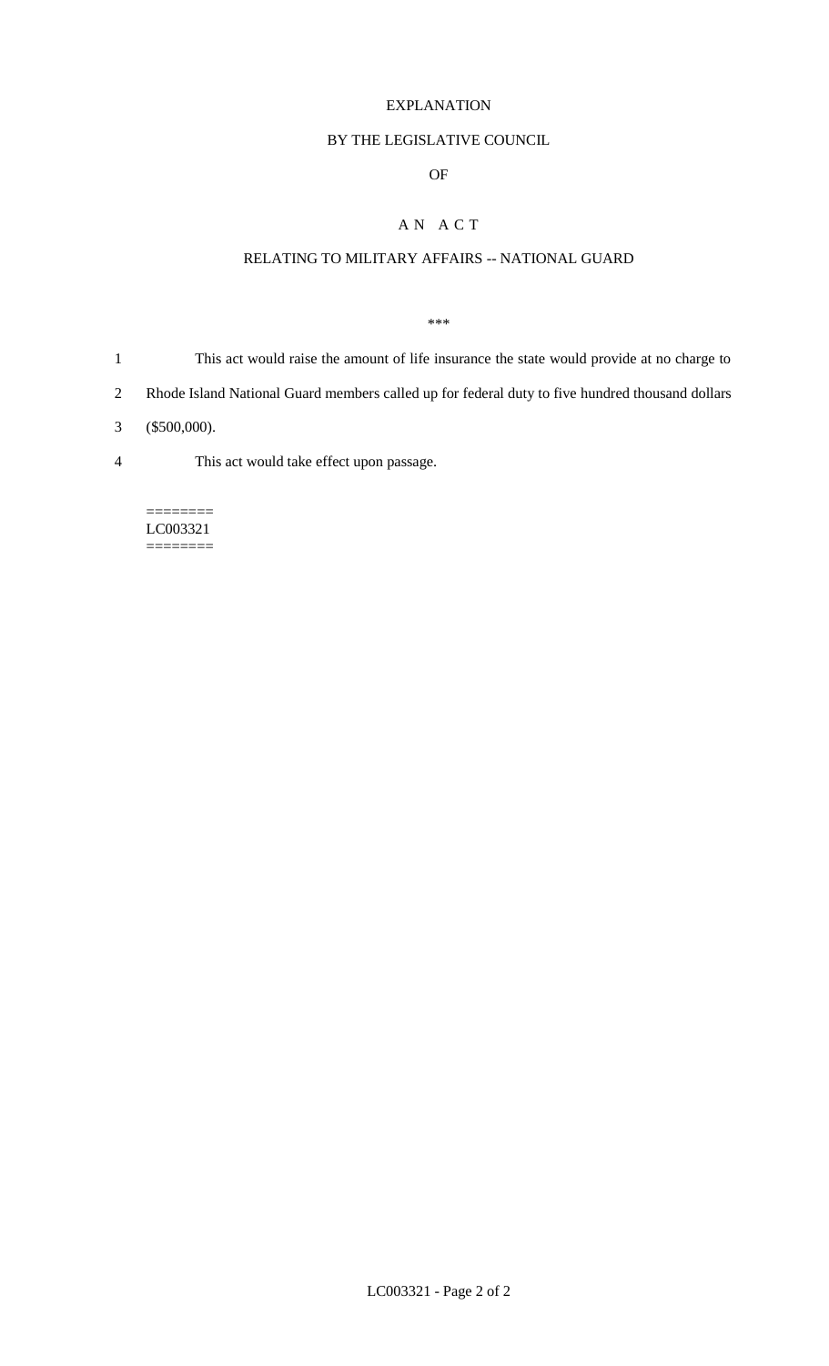EXPLANATION

BY THE LEGISLATIVE COUNCIL

OF

A N A C T

RELATING TO MILITARY AFFAIRS -- NATIONAL GUARD

\*\*\*

This act would raise the amount of life insurance the state would provide at no charge to Rhode Island National Guard members called up for federal duty to five hundred thousand dollars ($500,000).

This act would take effect upon passage.

========
LC003321
========